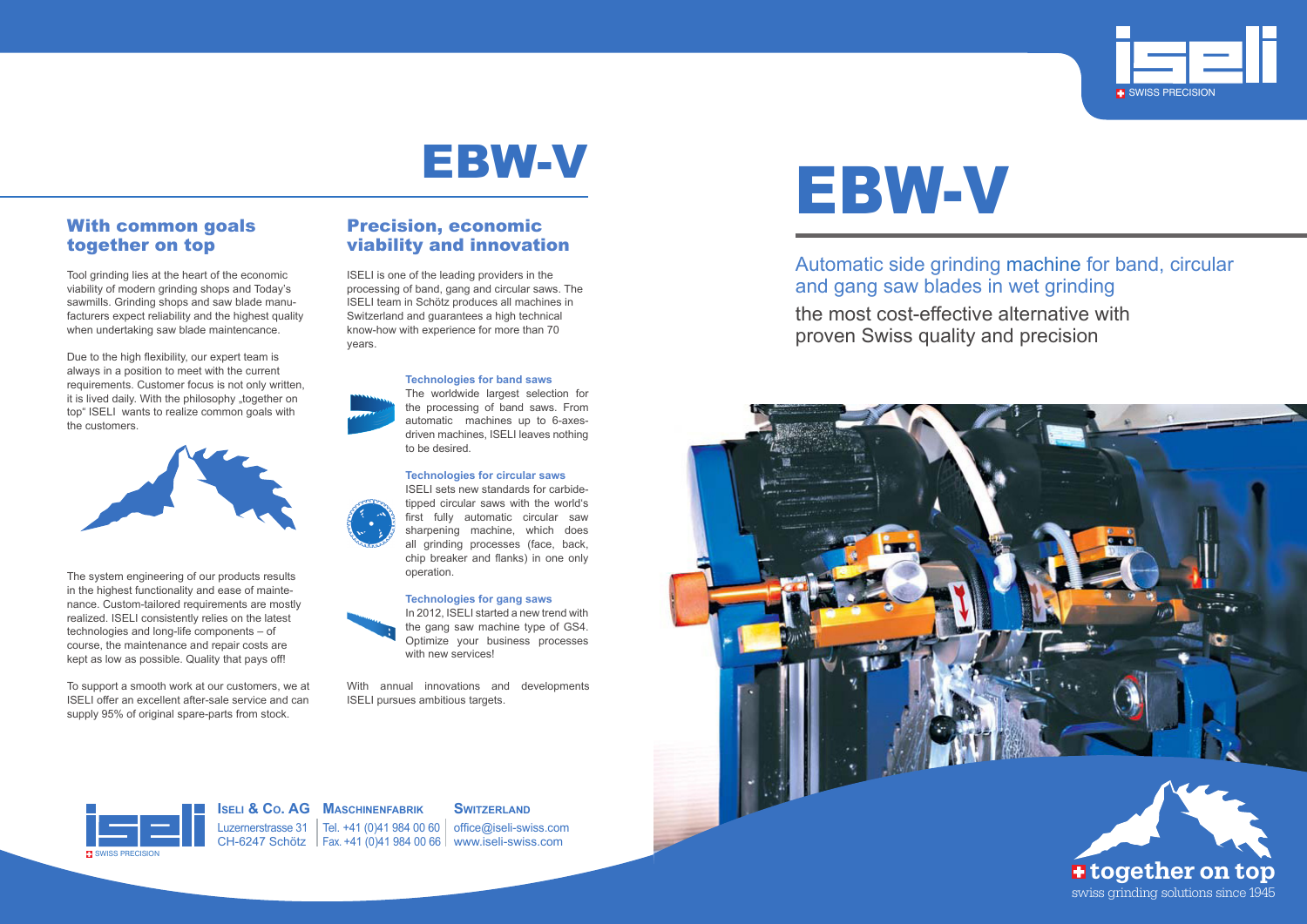# EBW-V

## With common goals together on top

Tool grinding lies at the heart of the economic viability of modern grinding shops and Today's sawmills. Grinding shops and saw blade manufacturers expect reliability and the highest quality when undertaking saw blade maintenance.

Due to the high flexibility, our expert team is always in a position to meet with the current requirements. Customer focus is not only written, it is lived daily. With the philosophy „together on top" ISELI wants to realize common goals with the customers.

The system engineering of our products results in the highest functionality and ease of maintenance. Custom-tailored requirements are mostly realized. ISELI consistently relies on the latest technologies and long-life components – of course, the maintenance and repair costs are kept as low as possible. Quality that pays off!

To support a smooth work at our customers, we at ISELI offer an excellent after-sale service and can supply 95% of original spare-parts from stock.

## Precision, economic viability and innovation

ISELI is one of the leading providers in the processing of band, gang and circular saws. The ISELI team in Schötz produces all machines in Switzerland and guarantees a high technical know-how with experience for more than 70 years.

**Technologies for band saws**
The worldwide largest selection for the processing of band saws. From automatic machines up to 6-axes-driven machines, ISELI leaves nothing to be desired.

**Technologies for circular saws**
ISELI sets new standards for carbide-tipped circular saws with the world's first fully automatic circular saw sharpening machine, which does all grinding processes (face, back, chip breaker and flanks) in one only operation.

**Technologies for gang saws**
In 2012, ISELI started a new trend with the gang saw machine type of GS4. Optimize your business processes with new services!

With annual innovations and developments ISELI pursues ambitious targets.

**ISELI & CO. AG** **MASCHINENFABRIK** **SWITZERLAND**
Luzernerstrasse 31 | Tel. +41 (0)41 984 00 60 | office@iseli-swiss.com
CH-6247 Schötz | Fax. +41 (0)41 984 00 66 | www.iseli-swiss.com

iseli SWISS PRECISION

# EBW-V

Automatic side grinding machine for band, circular and gang saw blades in wet grinding

the most cost-effective alternative with proven Swiss quality and precision

**together on top**
swiss grinding solutions since 1945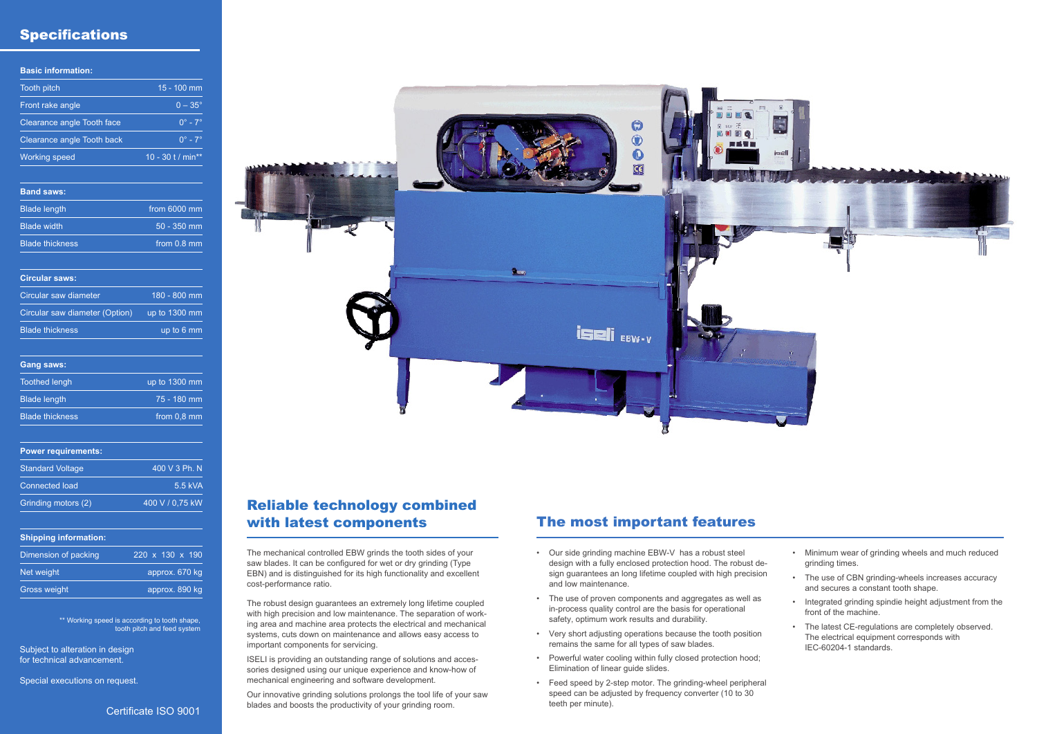# Specifications

| Basic information: | |
|---|---|
| Tooth pitch | 15 - 100 mm |
| Front rake angle | 0 – 35° |
| Clearance angle Tooth face | 0° - 7° |
| Clearance angle Tooth back | 0° - 7° |
| Working speed | 10 - 30 t / min** |

| Band saws: | |
|---|---|
| Blade length | from 6000 mm |
| Blade width | 50 - 350 mm |
| Blade thickness | from 0.8 mm |

| Circular saws: | |
|---|---|
| Circular saw diameter | 180 - 800 mm |
| Circular saw diameter (Option) | up to 1300 mm |
| Blade thickness | up to 6 mm |

| Gang saws: | |
|---|---|
| Toothed lengh | up to 1300 mm |
| Blade length | 75 - 180 mm |
| Blade thickness | from 0,8 mm |

| Power requirements: | |
|---|---|
| Standard Voltage | 400 V 3 Ph. N |
| Connected load | 5.5 kVA |
| Grinding motors (2) | 400 V / 0,75 kW |

| Shipping information: | |
|---|---|
| Dimension of packing | 220 x 130 x 190 |
| Net weight | approx. 670 kg |
| Gross weight | approx. 890 kg |

** Working speed is according to tooth shape, tooth pitch and feed system

Subject to alteration in design for technical advancement.

Special executions on request.

Certificate ISO 9001

## Reliable technology combined with latest components

The mechanical controlled EBW grinds the tooth sides of your saw blades. It can be configured for wet or dry grinding (Type EBN) and is distinguished for its high functionality and excellent cost-performance ratio.

The robust design guarantees an extremely long lifetime coupled with high precision and low maintenance. The separation of working area and machine area protects the electrical and mechanical systems, cuts down on maintenance and allows easy access to important components for servicing.

ISELI is providing an outstanding range of solutions and accessories designed using our unique experience and know-how of mechanical engineering and software development.

Our innovative grinding solutions prolongs the tool life of your saw blades and boosts the productivity of your grinding room.

## The most important features

- Our side grinding machine EBW-V has a robust steel design with a fully enclosed protection hood. The robust design guarantees an long lifetime coupled with high precision and low maintenance.
- The use of proven components and aggregates as well as in-process quality control are the basis for operational safety, optimum work results and durability.
- Very short adjusting operations because the tooth position remains the same for all types of saw blades.
- Powerful water cooling within fully closed protection hood; Elimination of linear guide slides.
- Feed speed by 2-step motor. The grinding-wheel peripheral speed can be adjusted by frequency converter (10 to 30 teeth per minute).
- Minimum wear of grinding wheels and much reduced grinding times.
- The use of CBN grinding-wheels increases accuracy and secures a constant tooth shape.
- Integrated grinding spindie height adjustment from the front of the machine.
- The latest CE-regulations are completely observed. The electrical equipment corresponds with IEC-60204-1 standards.